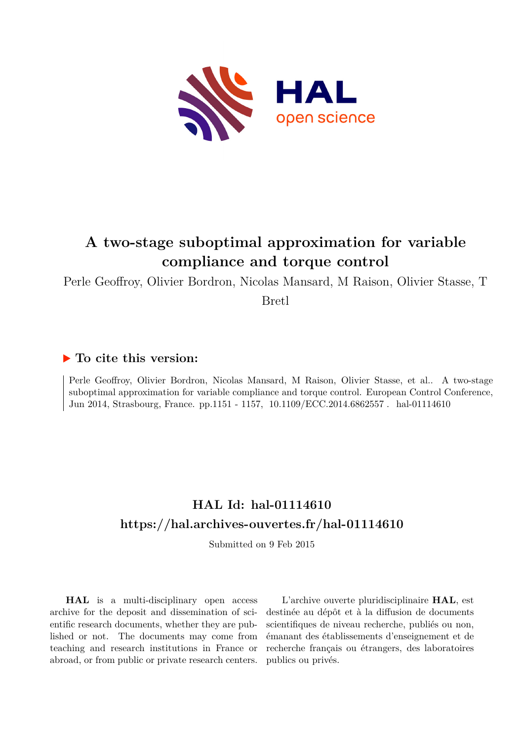# A two-stage suboptimal approximation for variable compliance and torque control

Perle Geoffroy, Olivier Bordron, Nicolas Mansard, M Raison, Olivier Stasse, T Bretl

## ▶ To cite this version:

Perle Geoffroy, Olivier Bordron, Nicolas Mansard, M Raison, Olivier Stasse, et al.. A two-stage suboptimal approximation for variable compliance and torque control. European Control Conference, Jun 2014, Strasbourg, France. pp.1151 - 1157, 10.1109/ECC.2014.6862557 . hal-01114610

## HAL Id: hal-01114610
## https://hal.archives-ouvertes.fr/hal-01114610

Submitted on 9 Feb 2015

**HAL** is a multi-disciplinary open access archive for the deposit and dissemination of scientific research documents, whether they are published or not. The documents may come from teaching and research institutions in France or abroad, or from public or private research centers.

L'archive ouverte pluridisciplinaire **HAL**, est destinée au dépôt et à la diffusion de documents scientifiques de niveau recherche, publiés ou non, émanant des établissements d'enseignement et de recherche français ou étrangers, des laboratoires publics ou privés.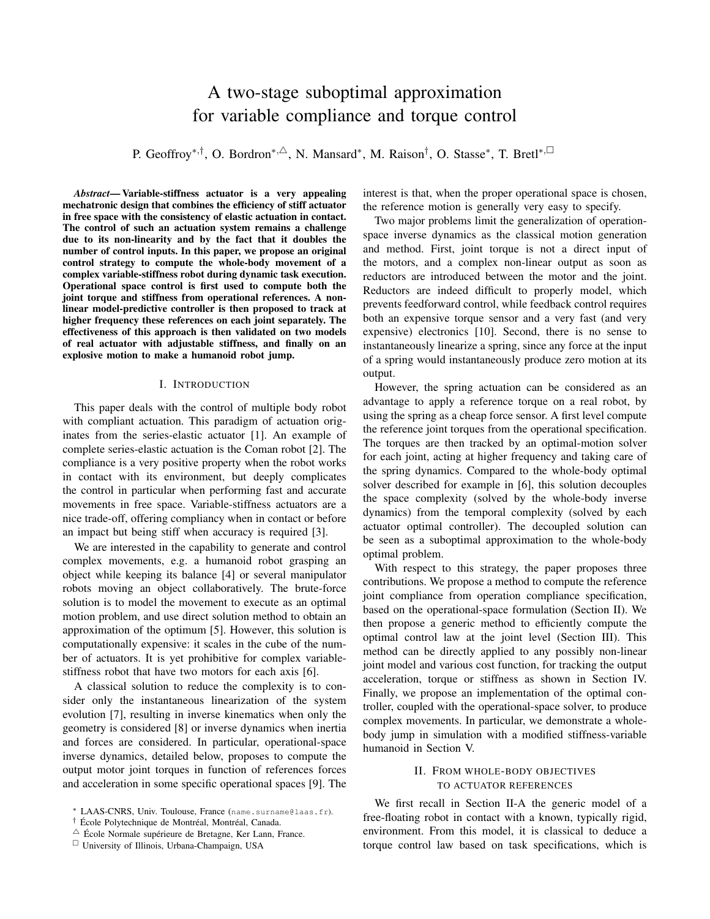# A two-stage suboptimal approximation for variable compliance and torque control

P. Geoffroy[*,†], O. Bordron[*,△], N. Mansard[*], M. Raison[†], O. Stasse[*], T. Bretl[*,□]

***Abstract*— Variable-stiffness actuator is a very appealing mechatronic design that combines the efficiency of stiff actuator in free space with the consistency of elastic actuation in contact. The control of such an actuation system remains a challenge due to its non-linearity and by the fact that it doubles the number of control inputs. In this paper, we propose an original control strategy to compute the whole-body movement of a complex variable-stiffness robot during dynamic task execution. Operational space control is first used to compute both the joint torque and stiffness from operational references. A non-linear model-predictive controller is then proposed to track at higher frequency these references on each joint separately. The effectiveness of this approach is then validated on two models of real actuator with adjustable stiffness, and finally on an explosive motion to make a humanoid robot jump.**

## I. Introduction

This paper deals with the control of multiple body robot with compliant actuation. This paradigm of actuation originates from the series-elastic actuator [1]. An example of complete series-elastic actuation is the Coman robot [2]. The compliance is a very positive property when the robot works in contact with its environment, but deeply complicates the control in particular when performing fast and accurate movements in free space. Variable-stiffness actuators are a nice trade-off, offering compliancy when in contact or before an impact but being stiff when accuracy is required [3].

We are interested in the capability to generate and control complex movements, e.g. a humanoid robot grasping an object while keeping its balance [4] or several manipulator robots moving an object collaboratively. The brute-force solution is to model the movement to execute as an optimal motion problem, and use direct solution method to obtain an approximation of the optimum [5]. However, this solution is computationally expensive: it scales in the cube of the number of actuators. It is yet prohibitive for complex variable-stiffness robot that have two motors for each axis [6].

A classical solution to reduce the complexity is to consider only the instantaneous linearization of the system evolution [7], resulting in inverse kinematics when only the geometry is considered [8] or inverse dynamics when inertia and forces are considered. In particular, operational-space inverse dynamics, detailed below, proposes to compute the output motor joint torques in function of references forces and acceleration in some specific operational spaces [9]. The interest is that, when the proper operational space is chosen, the reference motion is generally very easy to specify.

Two major problems limit the generalization of operation-space inverse dynamics as the classical motion generation and method. First, joint torque is not a direct input of the motors, and a complex non-linear output as soon as reductors are introduced between the motor and the joint. Reductors are indeed difficult to properly model, which prevents feedforward control, while feedback control requires both an expensive torque sensor and a very fast (and very expensive) electronics [10]. Second, there is no sense to instantaneously linearize a spring, since any force at the input of a spring would instantaneously produce zero motion at its output.

However, the spring actuation can be considered as an advantage to apply a reference torque on a real robot, by using the spring as a cheap force sensor. A first level compute the reference joint torques from the operational specification. The torques are then tracked by an optimal-motion solver for each joint, acting at higher frequency and taking care of the spring dynamics. Compared to the whole-body optimal solver described for example in [6], this solution decouples the space complexity (solved by the whole-body inverse dynamics) from the temporal complexity (solved by each actuator optimal controller). The decoupled solution can be seen as a suboptimal approximation to the whole-body optimal problem.

With respect to this strategy, the paper proposes three contributions. We propose a method to compute the reference joint compliance from operation compliance specification, based on the operational-space formulation (Section II). We then propose a generic method to efficiently compute the optimal control law at the joint level (Section III). This method can be directly applied to any possibly non-linear joint model and various cost function, for tracking the output acceleration, torque or stiffness as shown in Section IV. Finally, we propose an implementation of the optimal controller, coupled with the operational-space solver, to produce complex movements. In particular, we demonstrate a whole-body jump in simulation with a modified stiffness-variable humanoid in Section V.

## II. From whole-body objectives to actuator references

We first recall in Section II-A the generic model of a free-floating robot in contact with a known, typically rigid, environment. From this model, it is classical to deduce a torque control law based on task specifications, which is

[*] LAAS-CNRS, Univ. Toulouse, France (name.surname@laas.fr).
[†] École Polytechnique de Montréal, Montréal, Canada.
[△] École Normale supérieure de Bretagne, Ker Lann, France.
[□] University of Illinois, Urbana-Champaign, USA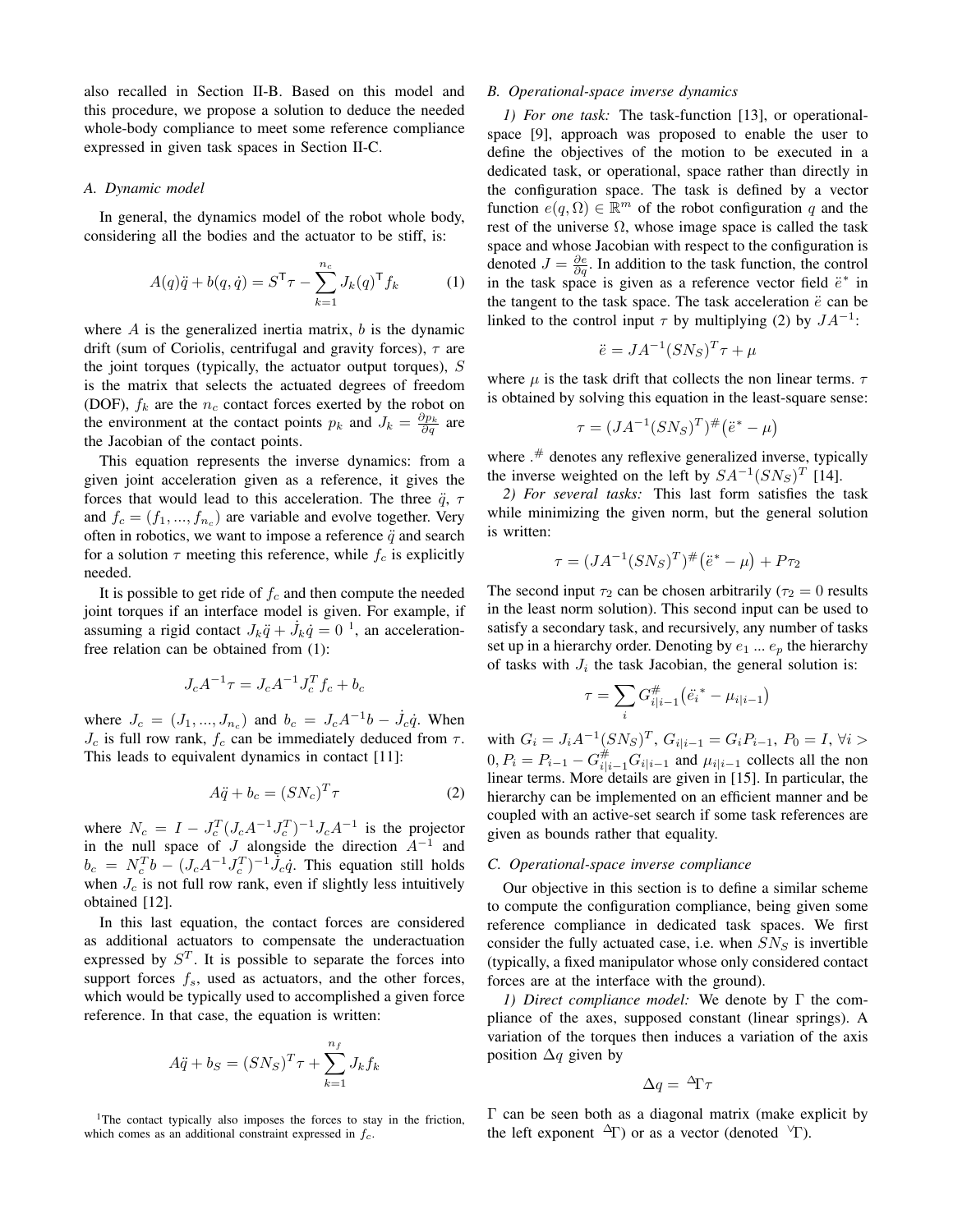also recalled in Section II-B. Based on this model and this procedure, we propose a solution to deduce the needed whole-body compliance to meet some reference compliance expressed in given task spaces in Section II-C.

### A. Dynamic model

In general, the dynamics model of the robot whole body, considering all the bodies and the actuator to be stiff, is:

$$A(q)\ddot{q} + b(q,\dot{q}) = S^{\mathsf{T}}\tau - \sum_{k=1}^{n_c} J_k(q)^{\mathsf{T}} f_k \tag{1}$$

where $A$ is the generalized inertia matrix, $b$ is the dynamic drift (sum of Coriolis, centrifugal and gravity forces), $\tau$ are the joint torques (typically, the actuator output torques), $S$ is the matrix that selects the actuated degrees of freedom (DOF), $f_k$ are the $n_c$ contact forces exerted by the robot on the environment at the contact points $p_k$ and $J_k = \frac{\partial p_k}{\partial q}$ are the Jacobian of the contact points.

This equation represents the inverse dynamics: from a given joint acceleration given as a reference, it gives the forces that would lead to this acceleration. The three $\ddot{q}$, $\tau$ and $f_c = (f_1, ..., f_{n_c})$ are variable and evolve together. Very often in robotics, we want to impose a reference $\ddot{q}$ and search for a solution $\tau$ meeting this reference, while $f_c$ is explicitly needed.

It is possible to get ride of $f_c$ and then compute the needed joint torques if an interface model is given. For example, if assuming a rigid contact $J_k\ddot{q} + \dot{J}_k\dot{q} = 0$ [1], an acceleration-free relation can be obtained from (1):

$$J_c A^{-1}\tau = J_c A^{-1} J_c^T f_c + b_c$$

where $J_c = (J_1, ..., J_{n_c})$ and $b_c = J_c A^{-1} b - \dot{J}_c\dot{q}$. When $J_c$ is full row rank, $f_c$ can be immediately deduced from $\tau$. This leads to equivalent dynamics in contact [11]:

$$A\ddot{q} + b_c = (SN_c)^T\tau \tag{2}$$

where $N_c = I - J_c^T(J_c A^{-1} J_c^T)^{-1} J_c A^{-1}$ is the projector in the null space of $J$ alongside the direction $A^{-1}$ and $b_c = N_c^T b - (J_c A^{-1} J_c^T)^{-1}\dot{J}_c\dot{q}$. This equation still holds when $J_c$ is not full row rank, even if slightly less intuitively obtained [12].

In this last equation, the contact forces are considered as additional actuators to compensate the underactuation expressed by $S^T$. It is possible to separate the forces into support forces $f_s$, used as actuators, and the other forces, which would be typically used to accomplished a given force reference. In that case, the equation is written:

$$A\ddot{q} + b_S = (SN_S)^T\tau + \sum_{k=1}^{n_f} J_k f_k$$

[1]The contact typically also imposes the forces to stay in the friction, which comes as an additional constraint expressed in $f_c$.

### B. Operational-space inverse dynamics

*1) For one task:* The task-function [13], or operational-space [9], approach was proposed to enable the user to define the objectives of the motion to be executed in a dedicated task, or operational, space rather than directly in the configuration space. The task is defined by a vector function $e(q,\Omega) \in \mathbb{R}^m$ of the robot configuration $q$ and the rest of the universe $\Omega$, whose image space is called the task space and whose Jacobian with respect to the configuration is denoted $J = \frac{\partial e}{\partial q}$. In addition to the task function, the control in the task space is given as a reference vector field $\ddot{e}^*$ in the tangent to the task space. The task acceleration $\ddot{e}$ can be linked to the control input $\tau$ by multiplying (2) by $JA^{-1}$:

$$\ddot{e} = JA^{-1}(SN_S)^T\tau + \mu$$

where $\mu$ is the task drift that collects the non linear terms. $\tau$ is obtained by solving this equation in the least-square sense:

$$\tau = (JA^{-1}(SN_S)^T)^{\#}\big(\ddot{e}^* - \mu\big)$$

where $.^{\#}$ denotes any reflexive generalized inverse, typically the inverse weighted on the left by $SA^{-1}(SN_S)^T$ [14].

*2) For several tasks:* This last form satisfies the task while minimizing the given norm, but the general solution is written:

$$\tau = (JA^{-1}(SN_S)^T)^{\#}\big(\ddot{e}^* - \mu\big) + P\tau_2$$

The second input $\tau_2$ can be chosen arbitrarily ($\tau_2 = 0$ results in the least norm solution). This second input can be used to satisfy a secondary task, and recursively, any number of tasks set up in a hierarchy order. Denoting by $e_1$ ... $e_p$ the hierarchy of tasks with $J_i$ the task Jacobian, the general solution is:

$$\tau = \sum_i G_{i|i-1}^{\#}\big(\ddot{e_i}^* - \mu_{i|i-1}\big)$$

with $G_i = J_i A^{-1}(SN_S)^T$, $G_{i|i-1} = G_i P_{i-1}$, $P_0 = I$, $\forall i > 0, P_i = P_{i-1} - G_{i|i-1}^{\#} G_{i|i-1}$ and $\mu_{i|i-1}$ collects all the non linear terms. More details are given in [15]. In particular, the hierarchy can be implemented on an efficient manner and be coupled with an active-set search if some task references are given as bounds rather that equality.

### C. Operational-space inverse compliance

Our objective in this section is to define a similar scheme to compute the configuration compliance, being given some reference compliance in dedicated task spaces. We first consider the fully actuated case, i.e. when $SN_S$ is invertible (typically, a fixed manipulator whose only considered contact forces are at the interface with the ground).

*1) Direct compliance model:* We denote by $\Gamma$ the compliance of the axes, supposed constant (linear springs). A variation of the torques then induces a variation of the axis position $\Delta q$ given by

$$\Delta q = {}^{\Delta}\Gamma\tau$$

$\Gamma$ can be seen both as a diagonal matrix (make explicit by the left exponent ${}^{\Delta}\Gamma$) or as a vector (denoted ${}^{\vee}\Gamma$).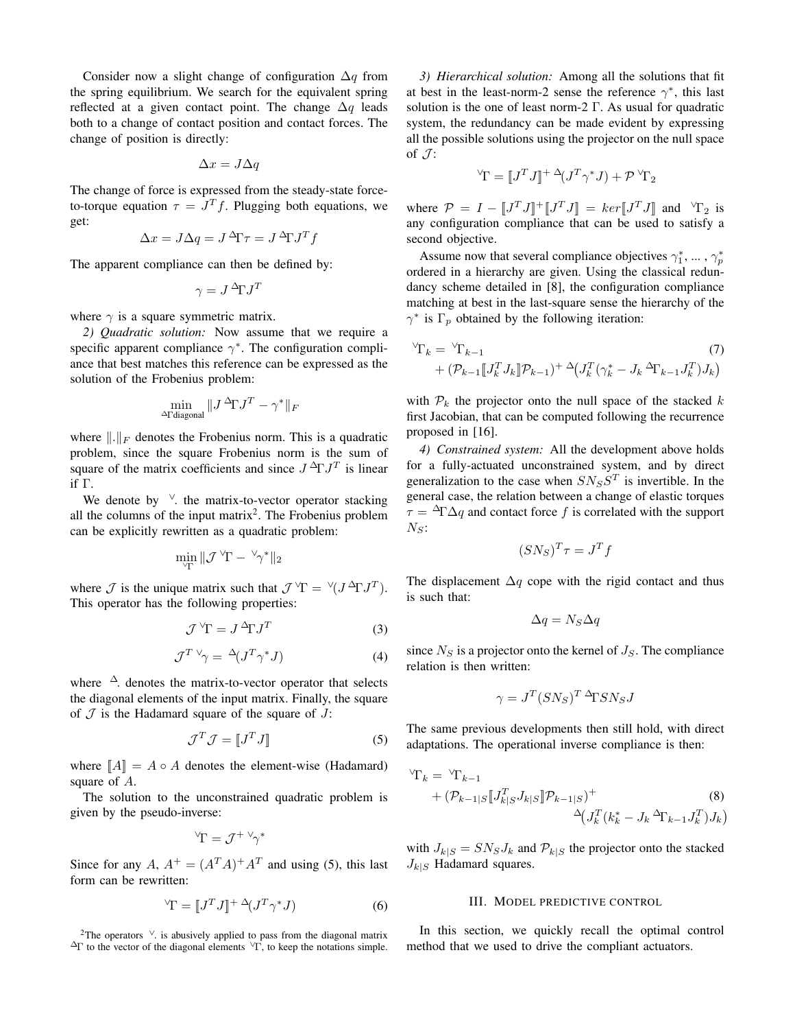Consider now a slight change of configuration $\Delta q$ from the spring equilibrium. We search for the equivalent spring reflected at a given contact point. The change $\Delta q$ leads both to a change of contact position and contact forces. The change of position is directly:

$$\Delta x = J \Delta q$$

The change of force is expressed from the steady-state force-to-torque equation $\tau = J^T f$. Plugging both equations, we get:

$$\Delta x = J \Delta q = J\, {}^{\Delta}\Gamma \tau = J\, {}^{\Delta}\Gamma J^T f$$

The apparent compliance can then be defined by:

$$\gamma = J\, {}^{\Delta}\Gamma J^T$$

where $\gamma$ is a square symmetric matrix.

*2) Quadratic solution:* Now assume that we require a specific apparent compliance $\gamma^*$. The configuration compliance that best matches this reference can be expressed as the solution of the Frobenius problem:

$$\min_{{}^{\Delta}\Gamma \text{diagonal}} \| J\, {}^{\Delta}\Gamma J^T - \gamma^* \|_F$$

where $\|.\|_F$ denotes the Frobenius norm. This is a quadratic problem, since the square Frobenius norm is the sum of square of the matrix coefficients and since $J\, {}^{\Delta}\Gamma J^T$ is linear if $\Gamma$.

We denote by ${}^{\vee}.$ the matrix-to-vector operator stacking all the columns of the input matrix[2]. The Frobenius problem can be explicitly rewritten as a quadratic problem:

$$\min_{{}^{\vee}\Gamma} \| \mathcal{J}\, {}^{\vee}\Gamma - {}^{\vee}\gamma^* \|_2$$

where $\mathcal{J}$ is the unique matrix such that $\mathcal{J}\, {}^{\vee}\Gamma = {}^{\vee}(J\, {}^{\Delta}\Gamma J^T)$. This operator has the following properties:

$$\mathcal{J}\, {}^{\vee}\Gamma = J\, {}^{\Delta}\Gamma J^T \tag{3}$$

$$\mathcal{J}^T\, {}^{\vee}\gamma = {}^{\Delta}(J^T \gamma^* J) \tag{4}$$

where ${}^{\Delta}.$ denotes the matrix-to-vector operator that selects the diagonal elements of the input matrix. Finally, the square of $\mathcal{J}$ is the Hadamard square of the square of $J$:

$$\mathcal{J}^T \mathcal{J} = [\![ J^T J ]\!] \tag{5}$$

where $[\![A]\!] = A \circ A$ denotes the element-wise (Hadamard) square of $A$.

The solution to the unconstrained quadratic problem is given by the pseudo-inverse:

$${}^{\vee}\Gamma = \mathcal{J}^+\, {}^{\vee}\gamma^*$$

Since for any $A$, $A^+ = (A^T A)^+ A^T$ and using (5), this last form can be rewritten:

$${}^{\vee}\Gamma = [\![ J^T J ]\!]^+\, {}^{\Delta}(J^T \gamma^* J) \tag{6}$$

[2]The operators ${}^{\vee}.$ is abusively applied to pass from the diagonal matrix ${}^{\Delta}\Gamma$ to the vector of the diagonal elements ${}^{\vee}\Gamma$, to keep the notations simple.

*3) Hierarchical solution:* Among all the solutions that fit at best in the least-norm-2 sense the reference $\gamma^*$, this last solution is the one of least norm-2 $\Gamma$. As usual for quadratic system, the redundancy can be made evident by expressing all the possible solutions using the projector on the null space of $\mathcal{J}$:

$${}^{\vee}\Gamma = [\![ J^T J ]\!]^+\, {}^{\Delta}(J^T \gamma^* J) + \mathcal{P}\, {}^{\vee}\Gamma_2$$

where $\mathcal{P} = I - [\![ J^T J ]\!]^+ [\![ J^T J ]\!] = ker[\![ J^T J ]\!]$ and ${}^{\vee}\Gamma_2$ is any configuration compliance that can be used to satisfy a second objective.

Assume now that several compliance objectives $\gamma_1^*, \ldots, \gamma_p^*$ ordered in a hierarchy are given. Using the classical redundancy scheme detailed in [8], the configuration compliance matching at best in the last-square sense the hierarchy of the $\gamma^*$ is $\Gamma_p$ obtained by the following iteration:

$$\begin{aligned} {}^{\vee}\Gamma_k = &\ {}^{\vee}\Gamma_{k-1} \\ &+ (\mathcal{P}_{k-1} [\![ J_k^T J_k ]\!] \mathcal{P}_{k-1})^+\, {}^{\Delta}\big(J_k^T (\gamma_k^* - J_k\, {}^{\Delta}\Gamma_{k-1} J_k^T) J_k\big) \end{aligned} \tag{7}$$

with $\mathcal{P}_k$ the projector onto the null space of the stacked $k$ first Jacobian, that can be computed following the recurrence proposed in [16].

*4) Constrained system:* All the development above holds for a fully-actuated unconstrained system, and by direct generalization to the case when $S N_S S^T$ is invertible. In the general case, the relation between a change of elastic torques $\tau = {}^{\Delta}\Gamma \Delta q$ and contact force $f$ is correlated with the support $N_S$:

$$(S N_S)^T \tau = J^T f$$

The displacement $\Delta q$ cope with the rigid contact and thus is such that:

$$\Delta q = N_S \Delta q$$

since $N_S$ is a projector onto the kernel of $J_S$. The compliance relation is then written:

$$\gamma = J^T (S N_S)^T\, {}^{\Delta}\Gamma S N_S J$$

The same previous developments then still hold, with direct adaptations. The operational inverse compliance is then:

$$\begin{aligned} {}^{\vee}\Gamma_k = &\ {}^{\vee}\Gamma_{k-1} \\ &+ (\mathcal{P}_{k-1|S} [\![ J_{k|S}^T J_{k|S} ]\!] \mathcal{P}_{k-1|S})^+ \\ &\qquad {}^{\Delta}\big(J_k^T (k_k^* - J_k\, {}^{\Delta}\Gamma_{k-1} J_k^T) J_k\big) \end{aligned} \tag{8}$$

with $J_{k|S} = S N_S J_k$ and $\mathcal{P}_{k|S}$ the projector onto the stacked $J_{k|S}$ Hadamard squares.

## III. Model predictive control

In this section, we quickly recall the optimal control method that we used to drive the compliant actuators.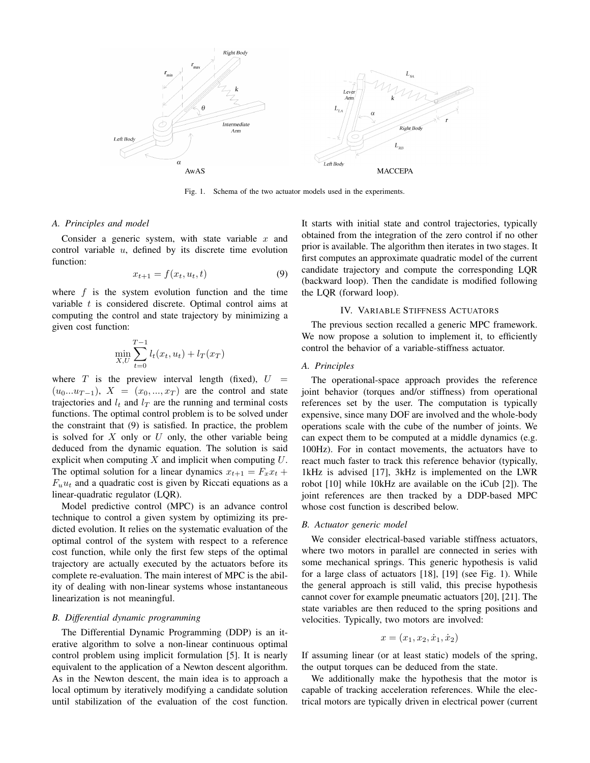Right Body

$r_{min}$

$r_{max}$

$k$

$\theta$

Intermediate Arm

Left Body

$\alpha$

AwAS

$L_{SA}$

Lever Arm

$k$

$L_{LA}$

$\alpha$

$r$

Right Body

$L_{RB}$

Left Body

MACCEPA

Fig. 1. Schema of the two actuator models used in the experiments.

### A. Principles and model

Consider a generic system, with state variable $x$ and control variable $u$, defined by its discrete time evolution function:

$$x_{t+1} = f(x_t, u_t, t) \tag{9}$$

where $f$ is the system evolution function and the time variable $t$ is considered discrete. Optimal control aims at computing the control and state trajectory by minimizing a given cost function:

$$\min_{X,U} \sum_{t=0}^{T-1} l_t(x_t, u_t) + l_T(x_T)$$

where $T$ is the preview interval length (fixed), $U = (u_0...u_{T-1})$, $X = (x_0, ..., x_T)$ are the control and state trajectories and $l_t$ and $l_T$ are the running and terminal costs functions. The optimal control problem is to be solved under the constraint that (9) is satisfied. In practice, the problem is solved for $X$ only or $U$ only, the other variable being deduced from the dynamic equation. The solution is said explicit when computing $X$ and implicit when computing $U$. The optimal solution for a linear dynamics $x_{t+1} = F_x x_t + F_u u_t$ and a quadratic cost is given by Riccati equations as a linear-quadratic regulator (LQR).

Model predictive control (MPC) is an advance control technique to control a given system by optimizing its predicted evolution. It relies on the systematic evaluation of the optimal control of the system with respect to a reference cost function, while only the first few steps of the optimal trajectory are actually executed by the actuators before its complete re-evaluation. The main interest of MPC is the ability of dealing with non-linear systems whose instantaneous linearization is not meaningful.

### B. Differential dynamic programming

The Differential Dynamic Programming (DDP) is an iterative algorithm to solve a non-linear continuous optimal control problem using implicit formulation [5]. It is nearly equivalent to the application of a Newton descent algorithm. As in the Newton descent, the main idea is to approach a local optimum by iteratively modifying a candidate solution until stabilization of the evaluation of the cost function. It starts with initial state and control trajectories, typically obtained from the integration of the zero control if no other prior is available. The algorithm then iterates in two stages. It first computes an approximate quadratic model of the current candidate trajectory and compute the corresponding LQR (backward loop). Then the candidate is modified following the LQR (forward loop).

## IV. Variable Stiffness Actuators

The previous section recalled a generic MPC framework. We now propose a solution to implement it, to efficiently control the behavior of a variable-stiffness actuator.

### A. Principles

The operational-space approach provides the reference joint behavior (torques and/or stiffness) from operational references set by the user. The computation is typically expensive, since many DOF are involved and the whole-body operations scale with the cube of the number of joints. We can expect them to be computed at a middle dynamics (e.g. 100Hz). For in contact movements, the actuators have to react much faster to track this reference behavior (typically, 1kHz is advised [17], 3kHz is implemented on the LWR robot [10] while 10kHz are available on the iCub [2]). The joint references are then tracked by a DDP-based MPC whose cost function is described below.

### B. Actuator generic model

We consider electrical-based variable stiffness actuators, where two motors in parallel are connected in series with some mechanical springs. This generic hypothesis is valid for a large class of actuators [18], [19] (see Fig. 1). While the general approach is still valid, this precise hypothesis cannot cover for example pneumatic actuators [20], [21]. The state variables are then reduced to the spring positions and velocities. Typically, two motors are involved:

$$x = (x_1, x_2, \dot{x}_1, \dot{x}_2)$$

If assuming linear (or at least static) models of the spring, the output torques can be deduced from the state.

We additionally make the hypothesis that the motor is capable of tracking acceleration references. While the electrical motors are typically driven in electrical power (current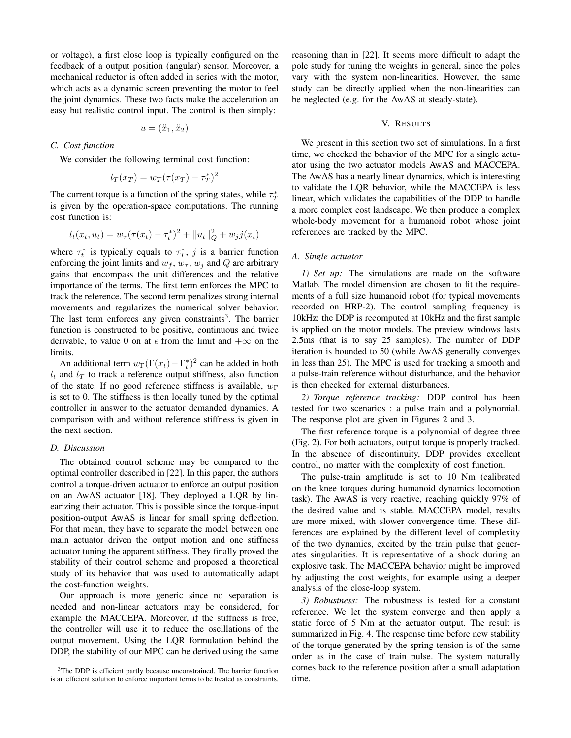or voltage), a first close loop is typically configured on the feedback of a output position (angular) sensor. Moreover, a mechanical reductor is often added in series with the motor, which acts as a dynamic screen preventing the motor to feel the joint dynamics. These two facts make the acceleration an easy but realistic control input. The control is then simply:

$$u = (\ddot{x}_1, \ddot{x}_2)$$

### C. Cost function

We consider the following terminal cost function:

$$l_T(x_T) = w_T(\tau(x_T) - \tau_T^*)^2$$

The current torque is a function of the spring states, while $\tau_T^*$ is given by the operation-space computations. The running cost function is:

$$l_t(x_t, u_t) = w_\tau(\tau(x_t) - \tau_t^*)^2 + ||u_t||_Q^2 + w_j j(x_t)$$

where $\tau_t^*$ is typically equals to $\tau_T^*$, $j$ is a barrier function enforcing the joint limits and $w_f$, $w_\tau$, $w_j$ and $Q$ are arbitrary gains that encompass the unit differences and the relative importance of the terms. The first term enforces the MPC to track the reference. The second term penalizes strong internal movements and regularizes the numerical solver behavior. The last term enforces any given constraints[3]. The barrier function is constructed to be positive, continuous and twice derivable, to value 0 on at $\epsilon$ from the limit and $+\infty$ on the limits.

An additional term $w_\Gamma(\Gamma(x_t) - \Gamma_t^*)^2$ can be added in both $l_t$ and $l_T$ to track a reference output stiffness, also function of the state. If no good reference stiffness is available, $w_\Gamma$ is set to 0. The stiffness is then locally tuned by the optimal controller in answer to the actuator demanded dynamics. A comparison with and without reference stiffness is given in the next section.

### D. Discussion

The obtained control scheme may be compared to the optimal controller described in [22]. In this paper, the authors control a torque-driven actuator to enforce an output position on an AwAS actuator [18]. They deployed a LQR by linearizing their actuator. This is possible since the torque-input position-output AwAS is linear for small spring deflection. For that mean, they have to separate the model between one main actuator driven the output motion and one stiffness actuator tuning the apparent stiffness. They finally proved the stability of their control scheme and proposed a theoretical study of its behavior that was used to automatically adapt the cost-function weights.

Our approach is more generic since no separation is needed and non-linear actuators may be considered, for example the MACCEPA. Moreover, if the stiffness is free, the controller will use it to reduce the oscillations of the output movement. Using the LQR formulation behind the DDP, the stability of our MPC can be derived using the same reasoning than in [22]. It seems more difficult to adapt the pole study for tuning the weights in general, since the poles vary with the system non-linearities. However, the same study can be directly applied when the non-linearities can be neglected (e.g. for the AwAS at steady-state).

[3] The DDP is efficient partly because unconstrained. The barrier function is an efficient solution to enforce important terms to be treated as constraints.

## V. RESULTS

We present in this section two set of simulations. In a first time, we checked the behavior of the MPC for a single actuator using the two actuator models AwAS and MACCEPA. The AwAS has a nearly linear dynamics, which is interesting to validate the LQR behavior, while the MACCEPA is less linear, which validates the capabilities of the DDP to handle a more complex cost landscape. We then produce a complex whole-body movement for a humanoid robot whose joint references are tracked by the MPC.

### A. Single actuator

*1) Set up:* The simulations are made on the software Matlab. The model dimension are chosen to fit the requirements of a full size humanoid robot (for typical movements recorded on HRP-2). The control sampling frequency is 10kHz: the DDP is recomputed at 10kHz and the first sample is applied on the motor models. The preview windows lasts 2.5ms (that is to say 25 samples). The number of DDP iteration is bounded to 50 (while AwAS generally converges in less than 25). The MPC is used for tracking a smooth and a pulse-train reference without disturbance, and the behavior is then checked for external disturbances.

*2) Torque reference tracking:* DDP control has been tested for two scenarios : a pulse train and a polynomial. The response plot are given in Figures 2 and 3.

The first reference torque is a polynomial of degree three (Fig. 2). For both actuators, output torque is properly tracked. In the absence of discontinuity, DDP provides excellent control, no matter with the complexity of cost function.

The pulse-train amplitude is set to 10 Nm (calibrated on the knee torques during humanoid dynamics locomotion task). The AwAS is very reactive, reaching quickly 97% of the desired value and is stable. MACCEPA model, results are more mixed, with slower convergence time. These differences are explained by the different level of complexity of the two dynamics, excited by the train pulse that generates singularities. It is representative of a shock during an explosive task. The MACCEPA behavior might be improved by adjusting the cost weights, for example using a deeper analysis of the close-loop system.

*3) Robustness:* The robustness is tested for a constant reference. We let the system converge and then apply a static force of 5 Nm at the actuator output. The result is summarized in Fig. 4. The response time before new stability of the torque generated by the spring tension is of the same order as in the case of train pulse. The system naturally comes back to the reference position after a small adaptation time.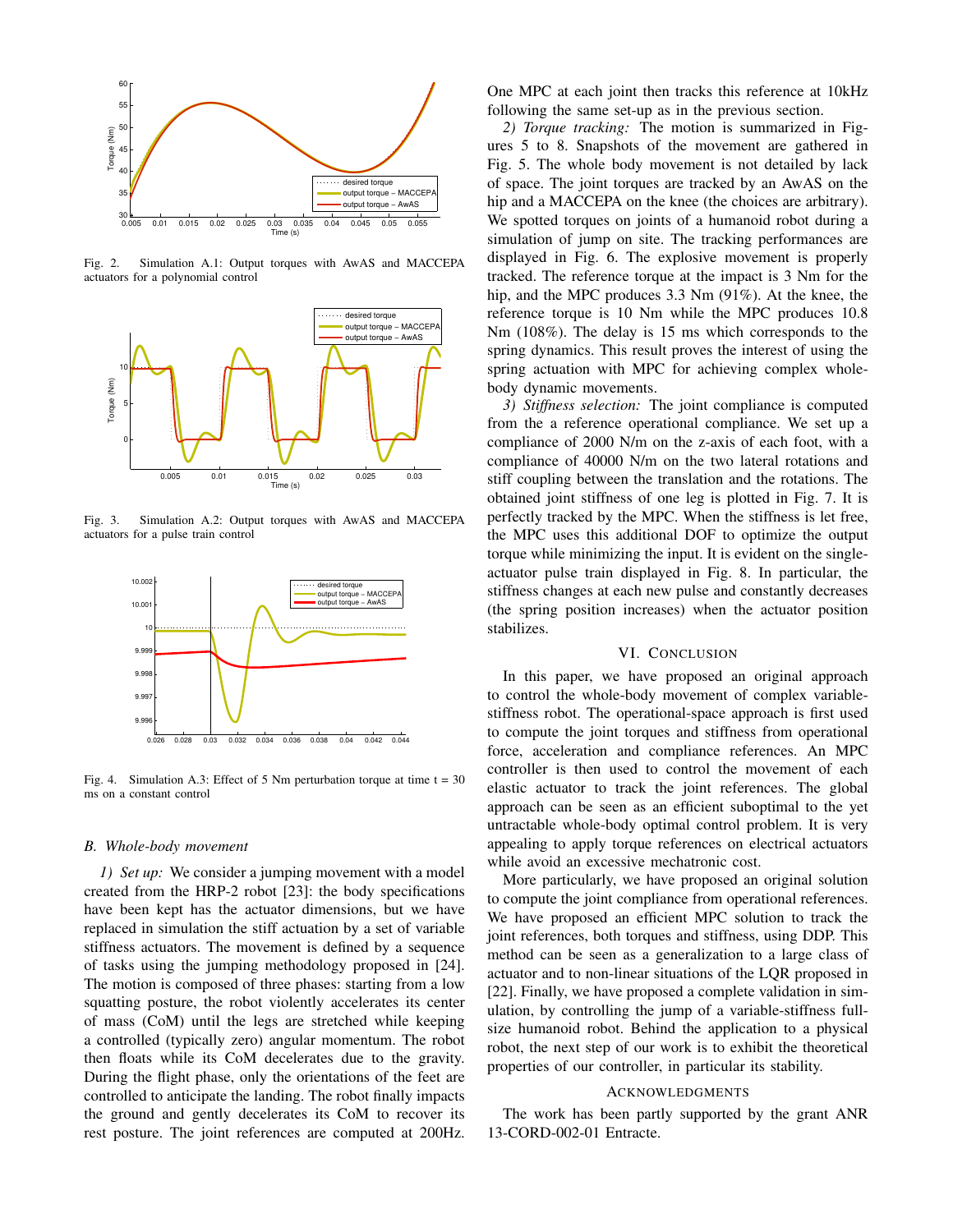Fig. 2. Simulation A.1: Output torques with AwAS and MACCEPA actuators for a polynomial control

Fig. 3. Simulation A.2: Output torques with AwAS and MACCEPA actuators for a pulse train control

Fig. 4. Simulation A.3: Effect of 5 Nm perturbation torque at time t = 30 ms on a constant control

### B. Whole-body movement

*1) Set up:* We consider a jumping movement with a model created from the HRP-2 robot [23]: the body specifications have been kept has the actuator dimensions, but we have replaced in simulation the stiff actuation by a set of variable stiffness actuators. The movement is defined by a sequence of tasks using the jumping methodology proposed in [24]. The motion is composed of three phases: starting from a low squatting posture, the robot violently accelerates its center of mass (CoM) until the legs are stretched while keeping a controlled (typically zero) angular momentum. The robot then floats while its CoM decelerates due to the gravity. During the flight phase, only the orientations of the feet are controlled to anticipate the landing. The robot finally impacts the ground and gently decelerates its CoM to recover its rest posture. The joint references are computed at 200Hz. One MPC at each joint then tracks this reference at 10kHz following the same set-up as in the previous section.

*2) Torque tracking:* The motion is summarized in Figures 5 to 8. Snapshots of the movement are gathered in Fig. 5. The whole body movement is not detailed by lack of space. The joint torques are tracked by an AwAS on the hip and a MACCEPA on the knee (the choices are arbitrary). We spotted torques on joints of a humanoid robot during a simulation of jump on site. The tracking performances are displayed in Fig. 6. The explosive movement is properly tracked. The reference torque at the impact is 3 Nm for the hip, and the MPC produces 3.3 Nm (91%). At the knee, the reference torque is 10 Nm while the MPC produces 10.8 Nm (108%). The delay is 15 ms which corresponds to the spring dynamics. This result proves the interest of using the spring actuation with MPC for achieving complex whole-body dynamic movements.

*3) Stiffness selection:* The joint compliance is computed from the a reference operational compliance. We set up a compliance of 2000 N/m on the z-axis of each foot, with a compliance of 40000 N/m on the two lateral rotations and stiff coupling between the translation and the rotations. The obtained joint stiffness of one leg is plotted in Fig. 7. It is perfectly tracked by the MPC. When the stiffness is let free, the MPC uses this additional DOF to optimize the output torque while minimizing the input. It is evident on the single-actuator pulse train displayed in Fig. 8. In particular, the stiffness changes at each new pulse and constantly decreases (the spring position increases) when the actuator position stabilizes.

## VI. Conclusion

In this paper, we have proposed an original approach to control the whole-body movement of complex variable-stiffness robot. The operational-space approach is first used to compute the joint torques and stiffness from operational force, acceleration and compliance references. An MPC controller is then used to control the movement of each elastic actuator to track the joint references. The global approach can be seen as an efficient suboptimal to the yet untractable whole-body optimal control problem. It is very appealing to apply torque references on electrical actuators while avoid an excessive mechatronic cost.

More particularly, we have proposed an original solution to compute the joint compliance from operational references. We have proposed an efficient MPC solution to track the joint references, both torques and stiffness, using DDP. This method can be seen as a generalization to a large class of actuator and to non-linear situations of the LQR proposed in [22]. Finally, we have proposed a complete validation in simulation, by controlling the jump of a variable-stiffness full-size humanoid robot. Behind the application to a physical robot, the next step of our work is to exhibit the theoretical properties of our controller, in particular its stability.

## Acknowledgments

The work has been partly supported by the grant ANR 13-CORD-002-01 Entracte.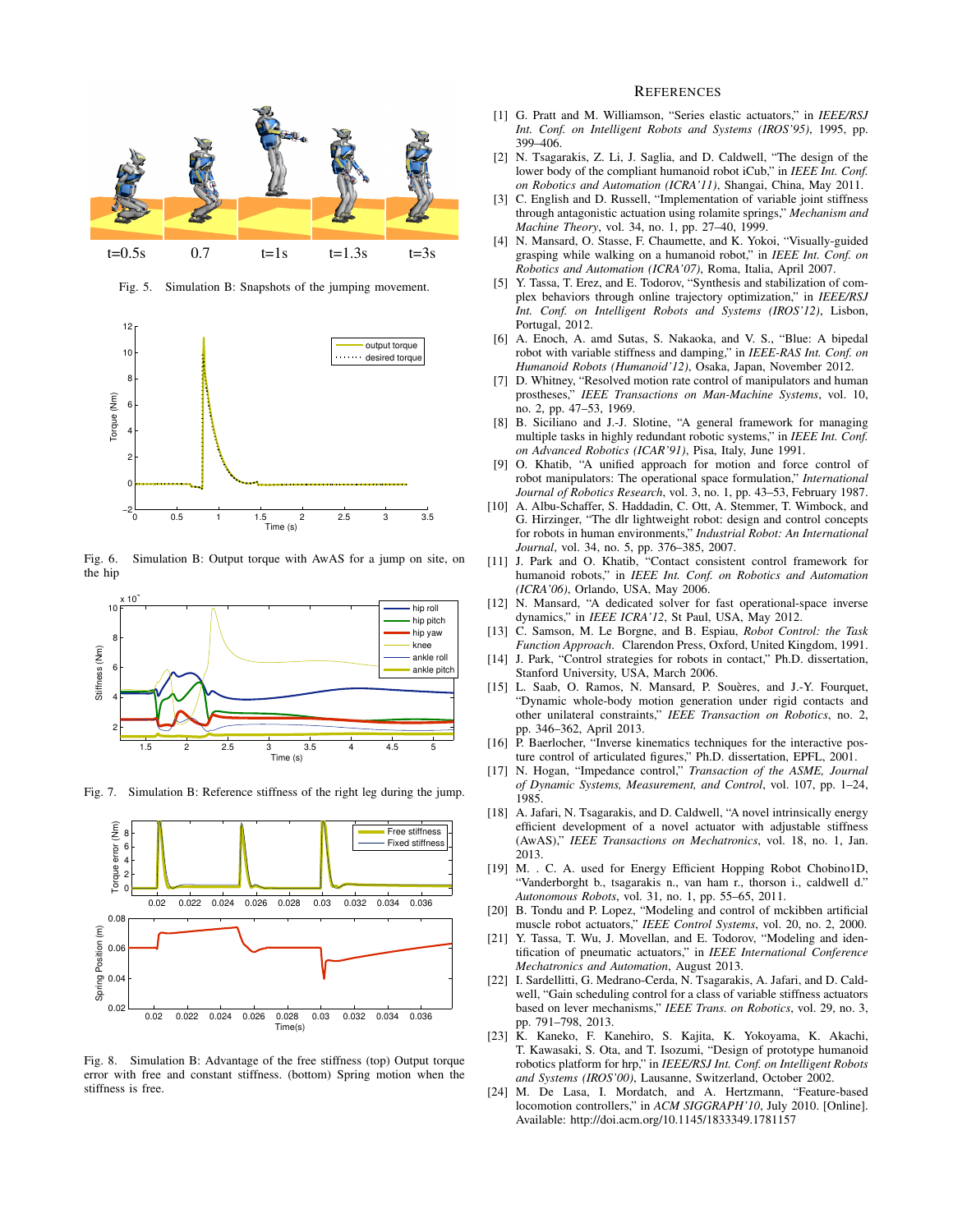t=0.5s 0.7 t=1s t=1.3s t=3s

Fig. 5. Simulation B: Snapshots of the jumping movement.

Torque (Nm)
Time (s)
output torque
desired torque

Fig. 6. Simulation B: Output torque with AwAS for a jump on site, on the hip

Stiffness (Nm)
Time (s)
hip roll
hip pitch
hip yaw
knee
ankle roll
ankle pitch

Fig. 7. Simulation B: Reference stiffness of the right leg during the jump.

Torque error (Nm)
Free stiffness
Fixed stiffness
Spring Position (m)
Time(s)

Fig. 8. Simulation B: Advantage of the free stiffness (top) Output torque error with free and constant stiffness. (bottom) Spring motion when the stiffness is free.

# REFERENCES

[1] G. Pratt and M. Williamson, "Series elastic actuators," in *IEEE/RSJ Int. Conf. on Intelligent Robots and Systems (IROS'95)*, 1995, pp. 399–406.

[2] N. Tsagarakis, Z. Li, J. Saglia, and D. Caldwell, "The design of the lower body of the compliant humanoid robot iCub," in *IEEE Int. Conf. on Robotics and Automation (ICRA'11)*, Shangai, China, May 2011.

[3] C. English and D. Russell, "Implementation of variable joint stiffness through antagonistic actuation using rolamite springs," *Mechanism and Machine Theory*, vol. 34, no. 1, pp. 27–40, 1999.

[4] N. Mansard, O. Stasse, F. Chaumette, and K. Yokoi, "Visually-guided grasping while walking on a humanoid robot," in *IEEE Int. Conf. on Robotics and Automation (ICRA'07)*, Roma, Italia, April 2007.

[5] Y. Tassa, T. Erez, and E. Todorov, "Synthesis and stabilization of complex behaviors through online trajectory optimization," in *IEEE/RSJ Int. Conf. on Intelligent Robots and Systems (IROS'12)*, Lisbon, Portugal, 2012.

[6] A. Enoch, A. amd Sutas, S. Nakaoka, and V. S., "Blue: A bipedal robot with variable stiffness and damping," in *IEEE-RAS Int. Conf. on Humanoid Robots (Humanoid'12)*, Osaka, Japan, November 2012.

[7] D. Whitney, "Resolved motion rate control of manipulators and human prostheses," *IEEE Transactions on Man-Machine Systems*, vol. 10, no. 2, pp. 47–53, 1969.

[8] B. Siciliano and J.-J. Slotine, "A general framework for managing multiple tasks in highly redundant robotic systems," in *IEEE Int. Conf. on Advanced Robotics (ICAR'91)*, Pisa, Italy, June 1991.

[9] O. Khatib, "A unified approach for motion and force control of robot manipulators: The operational space formulation," *International Journal of Robotics Research*, vol. 3, no. 1, pp. 43–53, February 1987.

[10] A. Albu-Schaffer, S. Haddadin, C. Ott, A. Stemmer, T. Wimbock, and G. Hirzinger, "The dlr lightweight robot: design and control concepts for robots in human environments," *Industrial Robot: An International Journal*, vol. 34, no. 5, pp. 376–385, 2007.

[11] J. Park and O. Khatib, "Contact consistent control framework for humanoid robots," in *IEEE Int. Conf. on Robotics and Automation (ICRA'06)*, Orlando, USA, May 2006.

[12] N. Mansard, "A dedicated solver for fast operational-space inverse dynamics," in *IEEE ICRA'12*, St Paul, USA, May 2012.

[13] C. Samson, M. Le Borgne, and B. Espiau, *Robot Control: the Task Function Approach*. Clarendon Press, Oxford, United Kingdom, 1991.

[14] J. Park, "Control strategies for robots in contact," Ph.D. dissertation, Stanford University, USA, March 2006.

[15] L. Saab, O. Ramos, N. Mansard, P. Souères, and J.-Y. Fourquet, "Dynamic whole-body motion generation under rigid contacts and other unilateral constraints," *IEEE Transaction on Robotics*, no. 2, pp. 346–362, April 2013.

[16] P. Baerlocher, "Inverse kinematics techniques for the interactive posture control of articulated figures," Ph.D. dissertation, EPFL, 2001.

[17] N. Hogan, "Impedance control," *Transaction of the ASME, Journal of Dynamic Systems, Measurement, and Control*, vol. 107, pp. 1–24, 1985.

[18] A. Jafari, N. Tsagarakis, and D. Caldwell, "A novel intrinsically energy efficient development of a novel actuator with adjustable stiffness (AwAS)," *IEEE Transactions on Mechatronics*, vol. 18, no. 1, Jan. 2013.

[19] M. . C. A. used for Energy Efficient Hopping Robot Chobino1D, "Vanderborght b., tsagarakis n., van ham r., thorson i., caldwell d." *Autonomous Robots*, vol. 31, no. 1, pp. 55–65, 2011.

[20] B. Tondu and P. Lopez, "Modeling and control of mckibben artificial muscle robot actuators," *IEEE Control Systems*, vol. 20, no. 2, 2000.

[21] Y. Tassa, T. Wu, J. Movellan, and E. Todorov, "Modeling and identification of pneumatic actuators," in *IEEE International Conference Mechatronics and Automation*, August 2013.

[22] I. Sardellitti, G. Medrano-Cerda, N. Tsagarakis, A. Jafari, and D. Caldwell, "Gain scheduling control for a class of variable stiffness actuators based on lever mechanisms," *IEEE Trans. on Robotics*, vol. 29, no. 3, pp. 791–798, 2013.

[23] K. Kaneko, F. Kanehiro, S. Kajita, K. Yokoyama, K. Akachi, T. Kawasaki, S. Ota, and T. Isozumi, "Design of prototype humanoid robotics platform for hrp," in *IEEE/RSJ Int. Conf. on Intelligent Robots and Systems (IROS'00)*, Lausanne, Switzerland, October 2002.

[24] M. De Lasa, I. Mordatch, and A. Hertzmann, "Feature-based locomotion controllers," in *ACM SIGGRAPH'10*, July 2010. [Online]. Available: http://doi.acm.org/10.1145/1833349.1781157